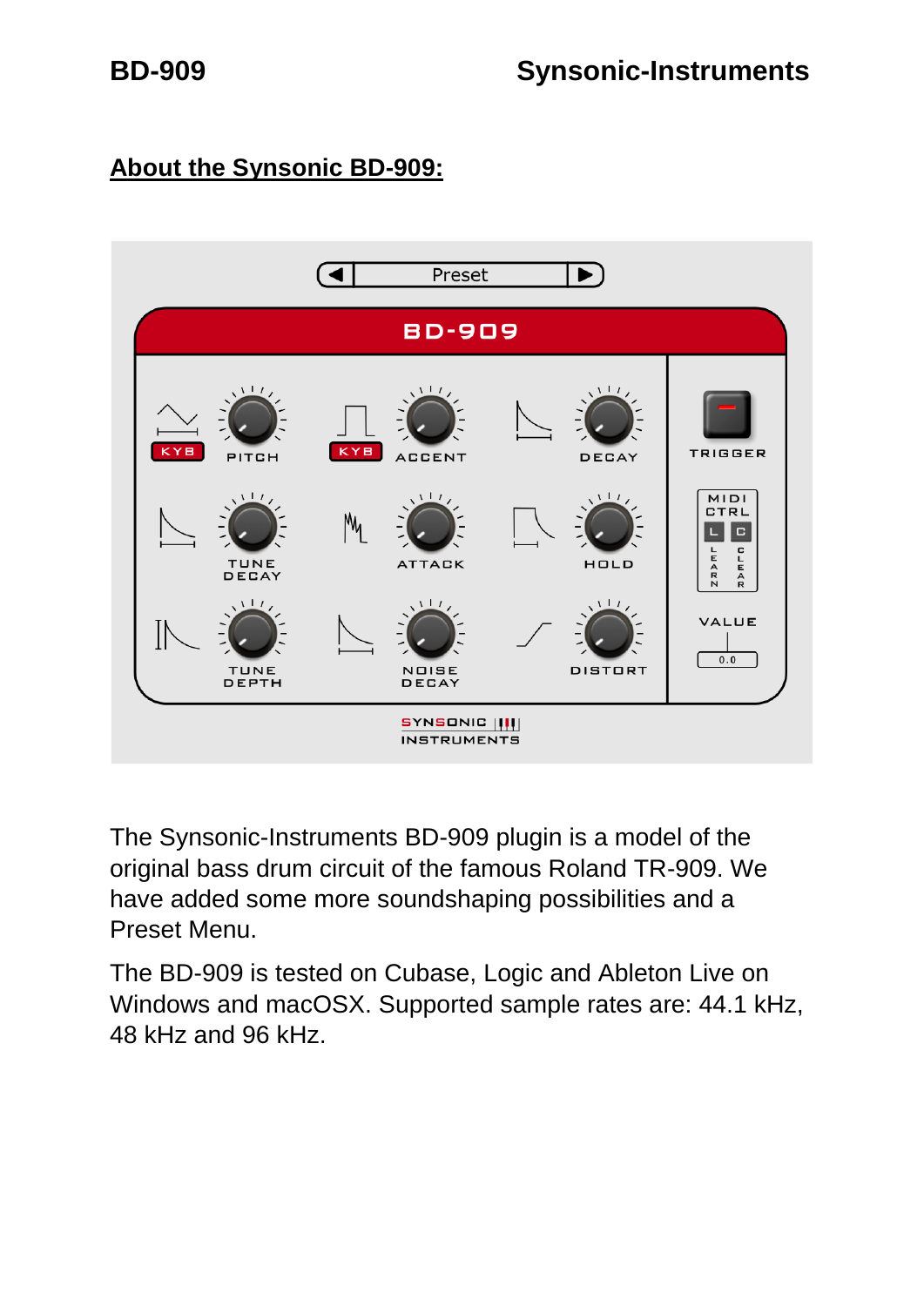## About the Synsonic BD-909:

The Synsonic-Instruments BD-909 plugin is a model of the original bass drum circuit of the famous Roland TR-909. We have added some more soundshaping possibilities and a Preset Menu.

The BD-909 is tested on Cubase, Logic and Ableton Live on Windows and macOSX. Supported sample rates are: 44.1 kHz, 48 kHz and 96 kHz.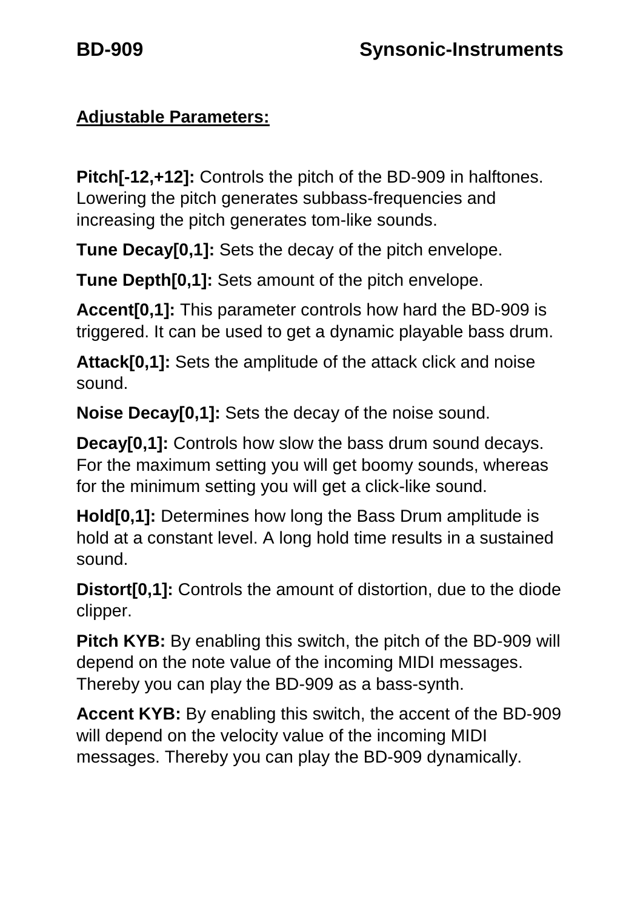## Adjustable Parameters:

**Pitch[-12,+12]:** Controls the pitch of the BD-909 in halftones. Lowering the pitch generates subbass-frequencies and increasing the pitch generates tom-like sounds.

**Tune Decay[0,1]:** Sets the decay of the pitch envelope.

**Tune Depth[0,1]:** Sets amount of the pitch envelope.

**Accent[0,1]:** This parameter controls how hard the BD-909 is triggered. It can be used to get a dynamic playable bass drum.

**Attack[0,1]:** Sets the amplitude of the attack click and noise sound.

**Noise Decay[0,1]:** Sets the decay of the noise sound.

**Decay[0,1]:** Controls how slow the bass drum sound decays. For the maximum setting you will get boomy sounds, whereas for the minimum setting you will get a click-like sound.

**Hold[0,1]:** Determines how long the Bass Drum amplitude is hold at a constant level. A long hold time results in a sustained sound.

**Distort[0,1]:** Controls the amount of distortion, due to the diode clipper.

**Pitch KYB:** By enabling this switch, the pitch of the BD-909 will depend on the note value of the incoming MIDI messages. Thereby you can play the BD-909 as a bass-synth.

**Accent KYB:** By enabling this switch, the accent of the BD-909 will depend on the velocity value of the incoming MIDI messages. Thereby you can play the BD-909 dynamically.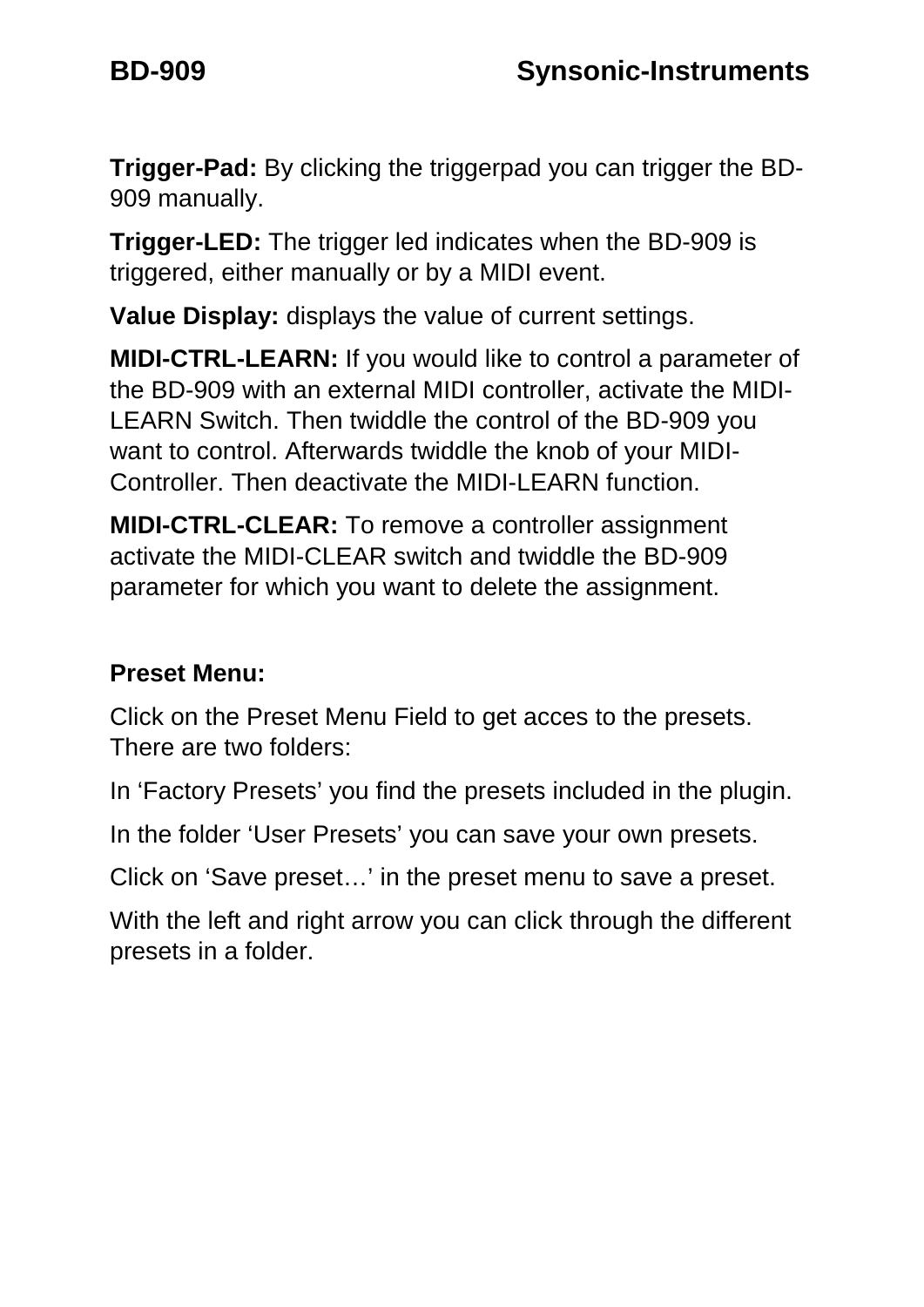**Trigger-Pad:** By clicking the triggerpad you can trigger the BD-909 manually.

**Trigger-LED:** The trigger led indicates when the BD-909 is triggered, either manually or by a MIDI event.

**Value Display:** displays the value of current settings.

**MIDI-CTRL-LEARN:** If you would like to control a parameter of the BD-909 with an external MIDI controller, activate the MIDI-LEARN Switch. Then twiddle the control of the BD-909 you want to control. Afterwards twiddle the knob of your MIDI-Controller. Then deactivate the MIDI-LEARN function.

**MIDI-CTRL-CLEAR:** To remove a controller assignment activate the MIDI-CLEAR switch and twiddle the BD-909 parameter for which you want to delete the assignment.

**Preset Menu:**

Click on the Preset Menu Field to get acces to the presets. There are two folders:

In 'Factory Presets' you find the presets included in the plugin.

In the folder 'User Presets' you can save your own presets.

Click on 'Save preset…' in the preset menu to save a preset.

With the left and right arrow you can click through the different presets in a folder.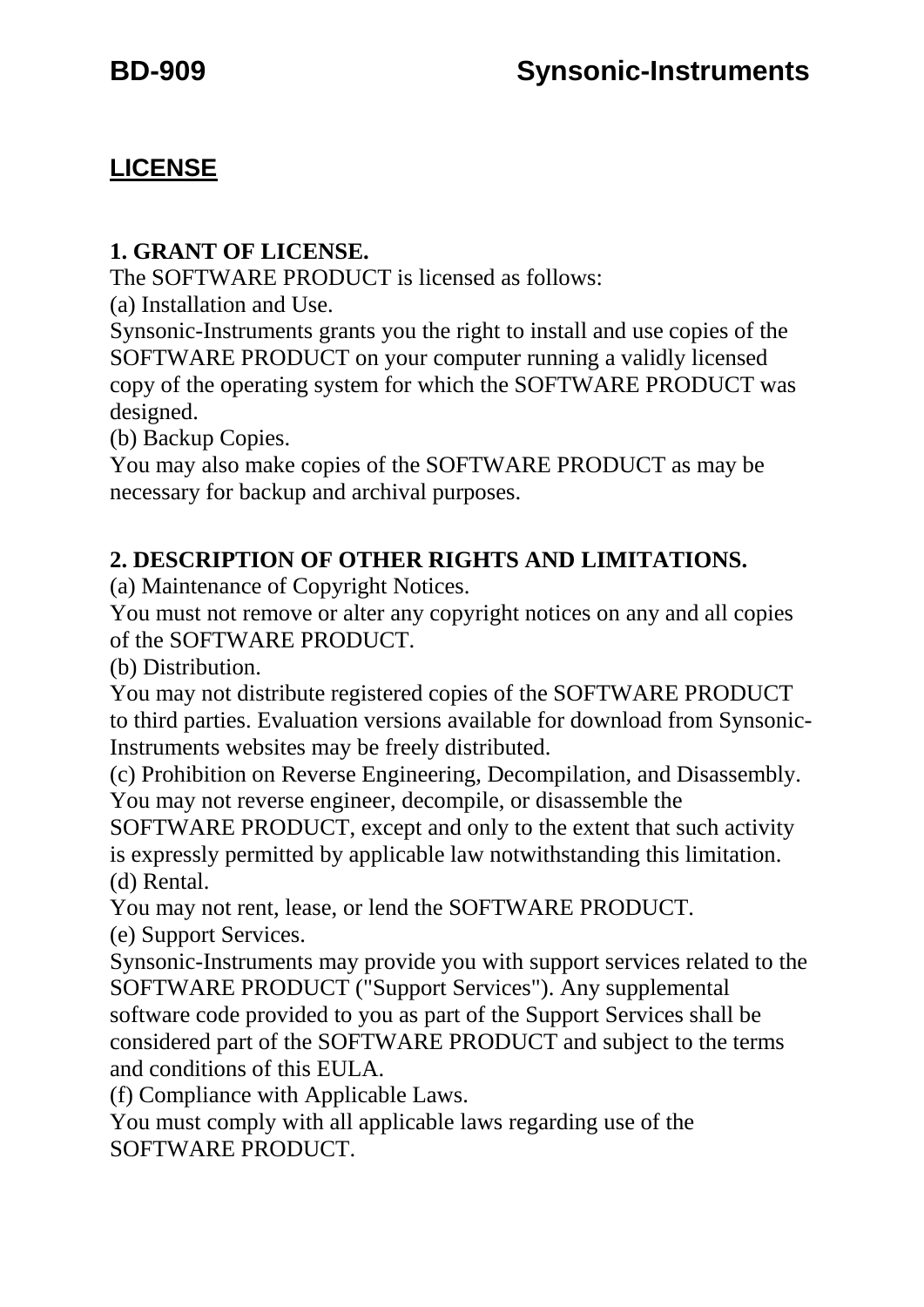## LICENSE

### 1. GRANT OF LICENSE.

The SOFTWARE PRODUCT is licensed as follows:

(a) Installation and Use.

Synsonic-Instruments grants you the right to install and use copies of the SOFTWARE PRODUCT on your computer running a validly licensed copy of the operating system for which the SOFTWARE PRODUCT was designed.

(b) Backup Copies.

You may also make copies of the SOFTWARE PRODUCT as may be necessary for backup and archival purposes.

### 2. DESCRIPTION OF OTHER RIGHTS AND LIMITATIONS.

(a) Maintenance of Copyright Notices.

You must not remove or alter any copyright notices on any and all copies of the SOFTWARE PRODUCT.

(b) Distribution.

You may not distribute registered copies of the SOFTWARE PRODUCT to third parties. Evaluation versions available for download from Synsonic-Instruments websites may be freely distributed.

(c) Prohibition on Reverse Engineering, Decompilation, and Disassembly.

You may not reverse engineer, decompile, or disassemble the SOFTWARE PRODUCT, except and only to the extent that such activity is expressly permitted by applicable law notwithstanding this limitation.

(d) Rental.

You may not rent, lease, or lend the SOFTWARE PRODUCT.

(e) Support Services.

Synsonic-Instruments may provide you with support services related to the SOFTWARE PRODUCT ("Support Services"). Any supplemental software code provided to you as part of the Support Services shall be considered part of the SOFTWARE PRODUCT and subject to the terms and conditions of this EULA.

(f) Compliance with Applicable Laws.

You must comply with all applicable laws regarding use of the SOFTWARE PRODUCT.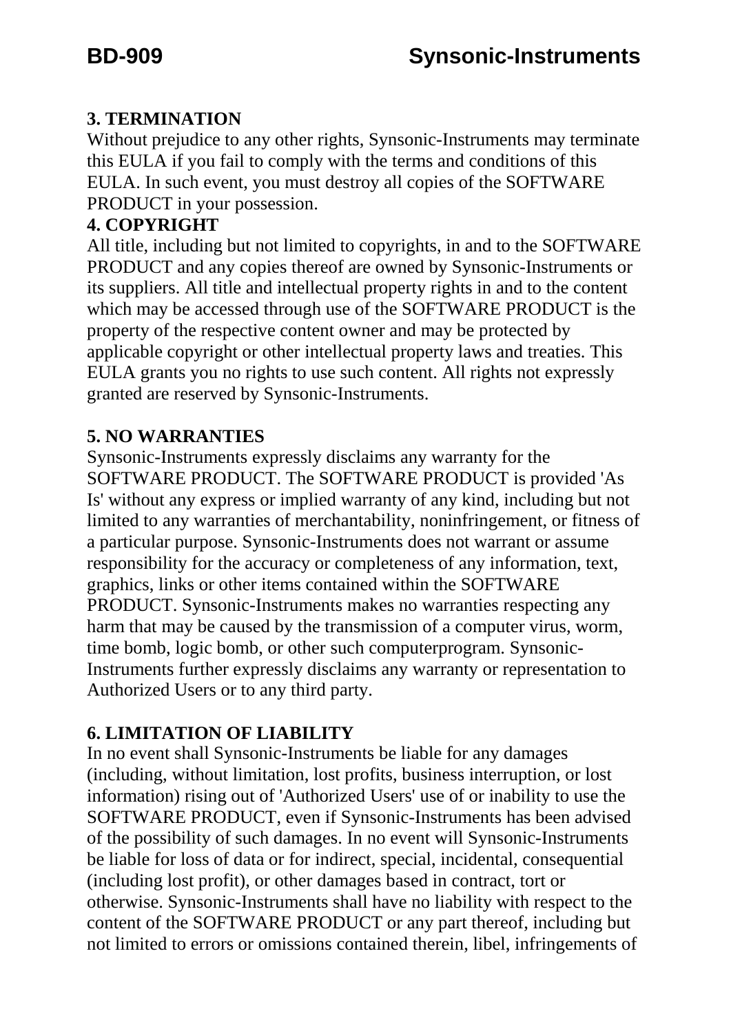### 3. TERMINATION

Without prejudice to any other rights, Synsonic-Instruments may terminate this EULA if you fail to comply with the terms and conditions of this EULA. In such event, you must destroy all copies of the SOFTWARE PRODUCT in your possession.

### 4. COPYRIGHT

All title, including but not limited to copyrights, in and to the SOFTWARE PRODUCT and any copies thereof are owned by Synsonic-Instruments or its suppliers. All title and intellectual property rights in and to the content which may be accessed through use of the SOFTWARE PRODUCT is the property of the respective content owner and may be protected by applicable copyright or other intellectual property laws and treaties. This EULA grants you no rights to use such content. All rights not expressly granted are reserved by Synsonic-Instruments.

### 5. NO WARRANTIES

Synsonic-Instruments expressly disclaims any warranty for the SOFTWARE PRODUCT. The SOFTWARE PRODUCT is provided 'As Is' without any express or implied warranty of any kind, including but not limited to any warranties of merchantability, noninfringement, or fitness of a particular purpose. Synsonic-Instruments does not warrant or assume responsibility for the accuracy or completeness of any information, text, graphics, links or other items contained within the SOFTWARE PRODUCT. Synsonic-Instruments makes no warranties respecting any harm that may be caused by the transmission of a computer virus, worm, time bomb, logic bomb, or other such computerprogram. Synsonic-Instruments further expressly disclaims any warranty or representation to Authorized Users or to any third party.

### 6. LIMITATION OF LIABILITY

In no event shall Synsonic-Instruments be liable for any damages (including, without limitation, lost profits, business interruption, or lost information) rising out of 'Authorized Users' use of or inability to use the SOFTWARE PRODUCT, even if Synsonic-Instruments has been advised of the possibility of such damages. In no event will Synsonic-Instruments be liable for loss of data or for indirect, special, incidental, consequential (including lost profit), or other damages based in contract, tort or otherwise. Synsonic-Instruments shall have no liability with respect to the content of the SOFTWARE PRODUCT or any part thereof, including but not limited to errors or omissions contained therein, libel, infringements of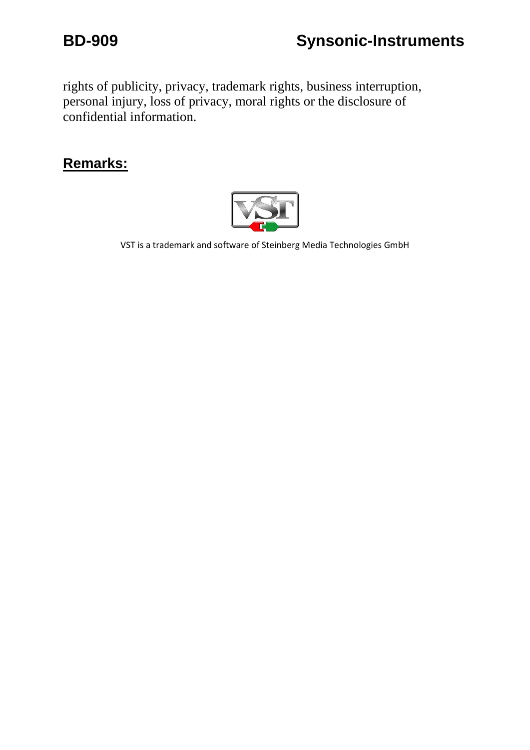rights of publicity, privacy, trademark rights, business interruption, personal injury, loss of privacy, moral rights or the disclosure of confidential information.

## Remarks:

VST is a trademark and software of Steinberg Media Technologies GmbH